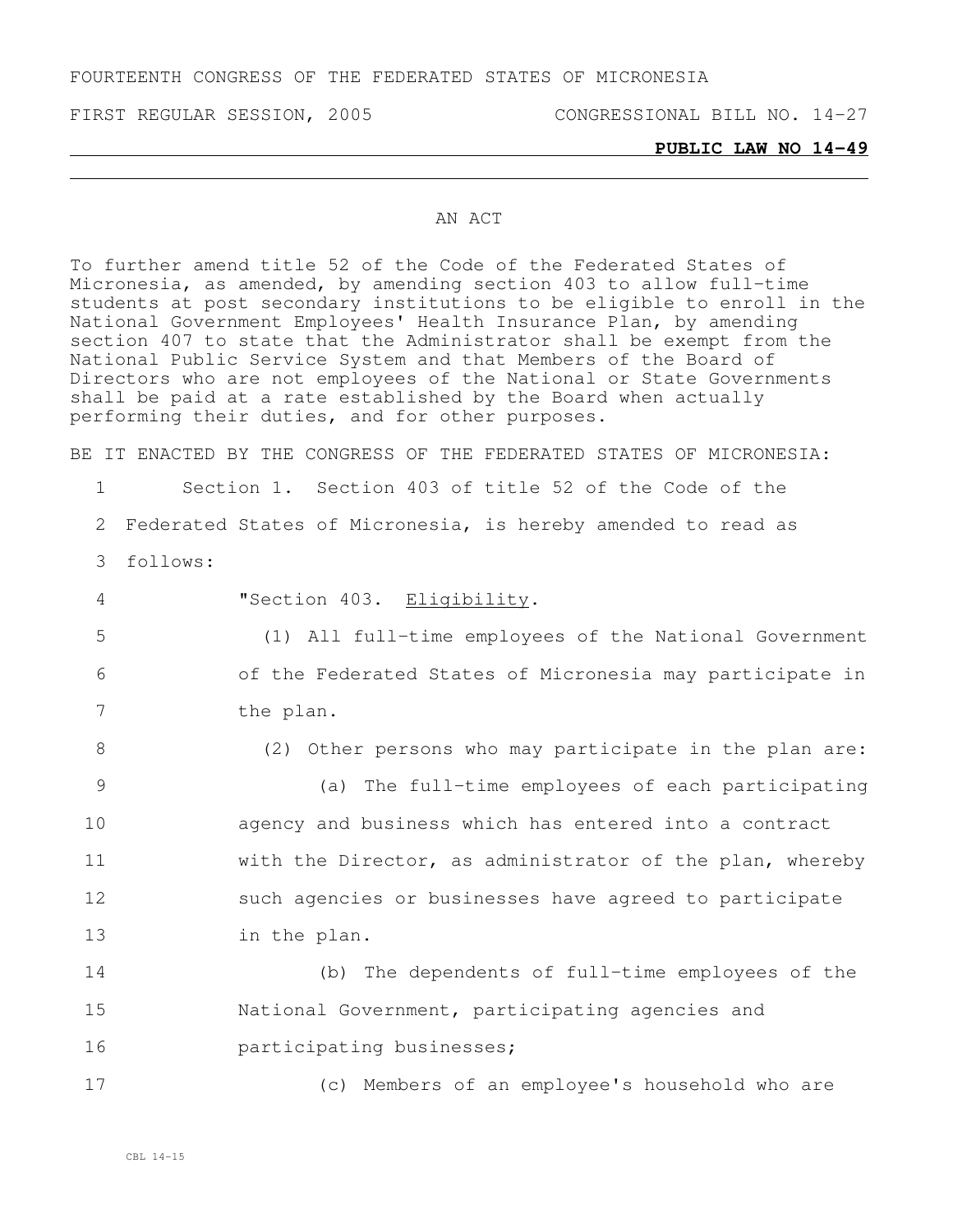FOURTEENTH CONGRESS OF THE FEDERATED STATES OF MICRONESIA

FIRST REGULAR SESSION, 2005 CONGRESSIONAL BILL NO. 14-27

**PUBLIC LAW NO 14-49**

AN ACT

To further amend title 52 of the Code of the Federated States of Micronesia, as amended, by amending section 403 to allow full-time students at post secondary institutions to be eligible to enroll in the National Government Employees' Health Insurance Plan, by amending section 407 to state that the Administrator shall be exempt from the National Public Service System and that Members of the Board of Directors who are not employees of the National or State Governments shall be paid at a rate established by the Board when actually performing their duties, and for other purposes.

BE IT ENACTED BY THE CONGRESS OF THE FEDERATED STATES OF MICRONESIA:

1 Section 1. Section 403 of title 52 of the Code of the
2 Federated States of Micronesia, is hereby amended to read as
3 follows:

4 "Section 403. Eligibility.

5 (1) All full-time employees of the National Government
6 of the Federated States of Micronesia may participate in
7 the plan.

8 (2) Other persons who may participate in the plan are:

9 (a) The full-time employees of each participating
10 agency and business which has entered into a contract
11 with the Director, as administrator of the plan, whereby
12 such agencies or businesses have agreed to participate
13 in the plan.

14 (b) The dependents of full-time employees of the
15 National Government, participating agencies and
16 participating businesses;

17 (c) Members of an employee's household who are

CBL 14-15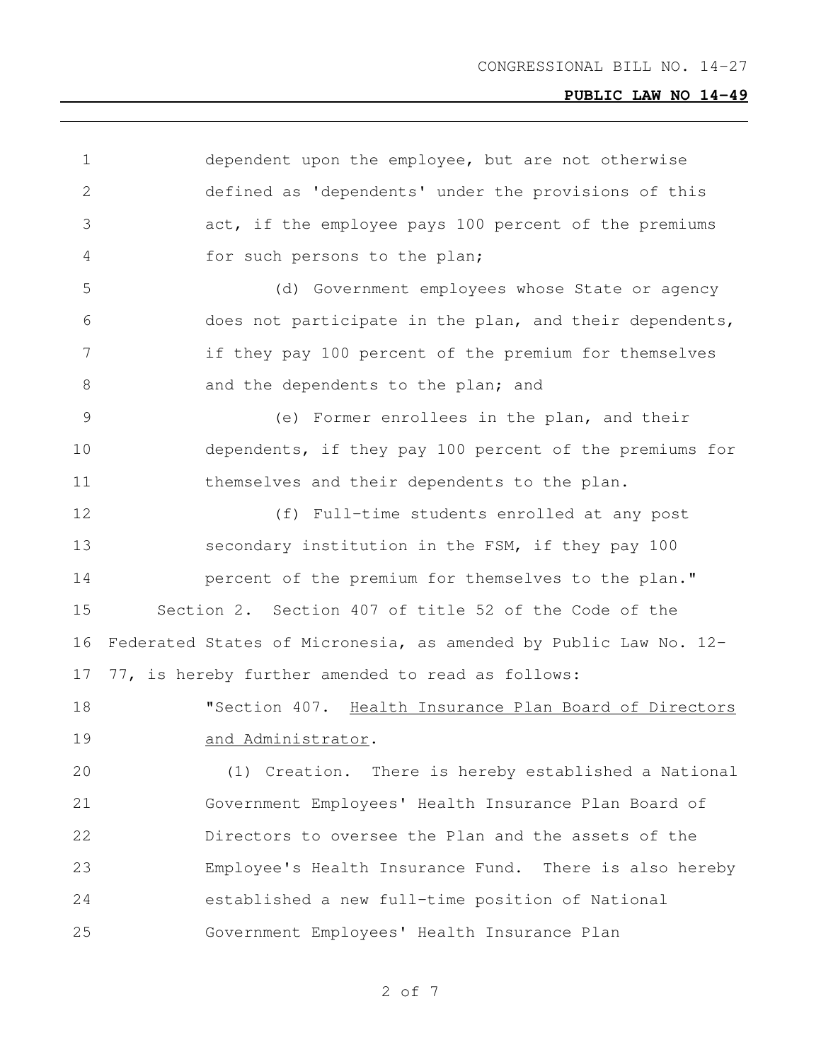dependent upon the employee, but are not otherwise defined as 'dependents' under the provisions of this act, if the employee pays 100 percent of the premiums for such persons to the plan;

(d) Government employees whose State or agency does not participate in the plan, and their dependents, if they pay 100 percent of the premium for themselves and the dependents to the plan; and

(e) Former enrollees in the plan, and their dependents, if they pay 100 percent of the premiums for themselves and their dependents to the plan.

(f) Full-time students enrolled at any post secondary institution in the FSM, if they pay 100 percent of the premium for themselves to the plan."

Section 2. Section 407 of title 52 of the Code of the Federated States of Micronesia, as amended by Public Law No. 12-77, is hereby further amended to read as follows:

"Section 407. Health Insurance Plan Board of Directors and Administrator.

(1) Creation. There is hereby established a National Government Employees' Health Insurance Plan Board of Directors to oversee the Plan and the assets of the Employee's Health Insurance Fund. There is also hereby established a new full-time position of National Government Employees' Health Insurance Plan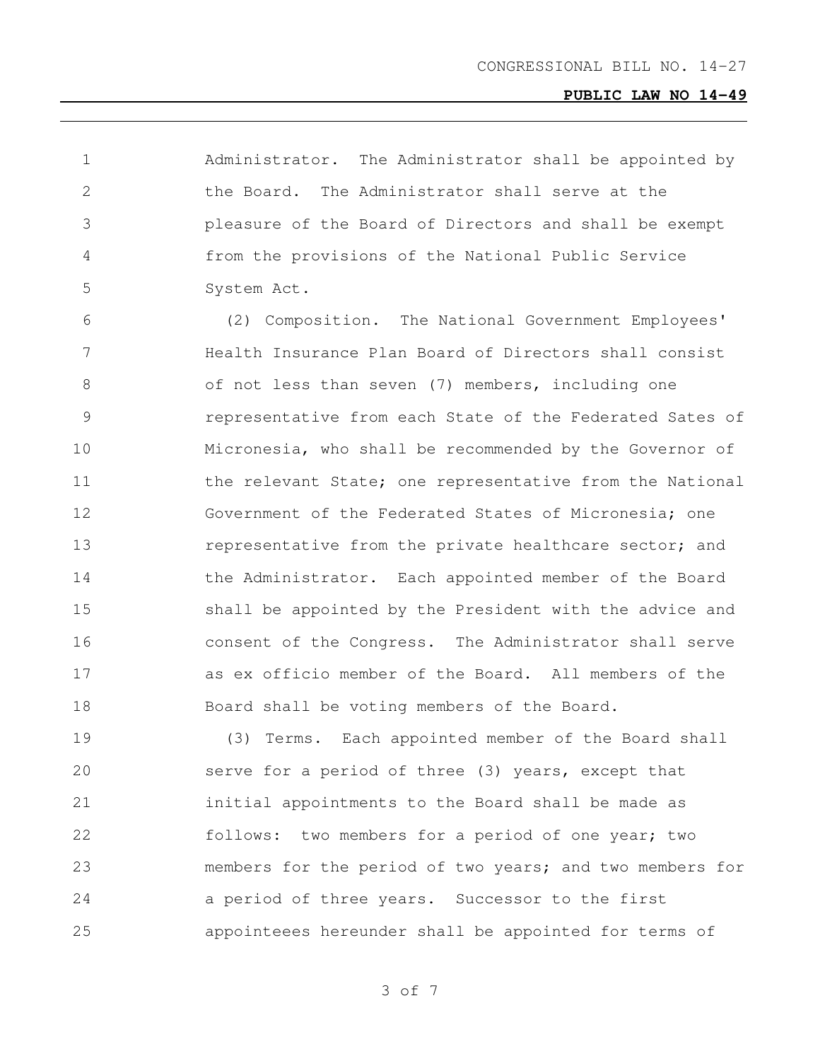Administrator. The Administrator shall be appointed by the Board. The Administrator shall serve at the pleasure of the Board of Directors and shall be exempt from the provisions of the National Public Service System Act.

(2) Composition. The National Government Employees' Health Insurance Plan Board of Directors shall consist of not less than seven (7) members, including one representative from each State of the Federated Sates of Micronesia, who shall be recommended by the Governor of the relevant State; one representative from the National Government of the Federated States of Micronesia; one representative from the private healthcare sector; and the Administrator. Each appointed member of the Board shall be appointed by the President with the advice and consent of the Congress. The Administrator shall serve as ex officio member of the Board. All members of the Board shall be voting members of the Board.

(3) Terms. Each appointed member of the Board shall serve for a period of three (3) years, except that initial appointments to the Board shall be made as follows: two members for a period of one year; two members for the period of two years; and two members for a period of three years. Successor to the first appointeees hereunder shall be appointed for terms of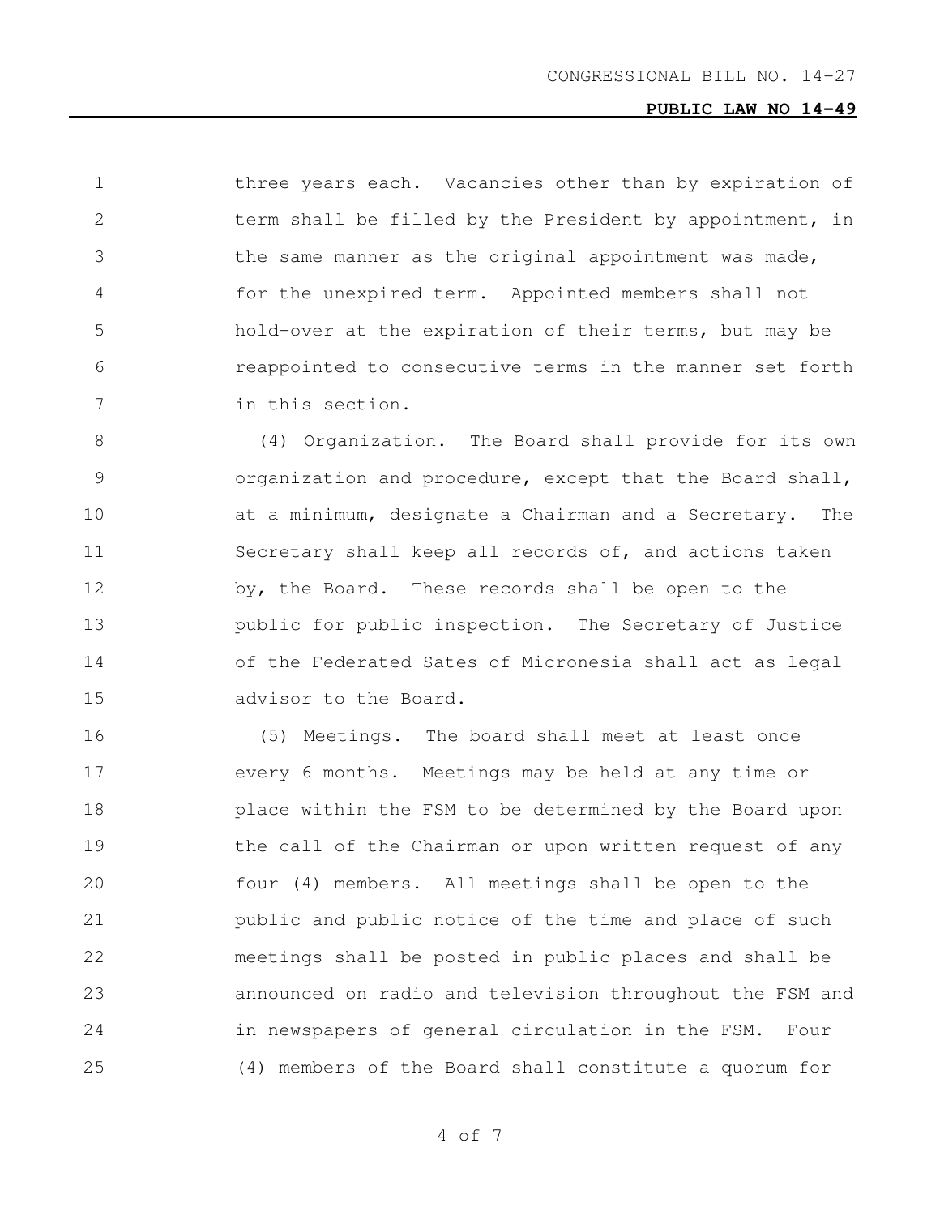three years each. Vacancies other than by expiration of term shall be filled by the President by appointment, in the same manner as the original appointment was made, for the unexpired term. Appointed members shall not hold-over at the expiration of their terms, but may be reappointed to consecutive terms in the manner set forth in this section.

(4) Organization. The Board shall provide for its own organization and procedure, except that the Board shall, at a minimum, designate a Chairman and a Secretary. The Secretary shall keep all records of, and actions taken by, the Board. These records shall be open to the public for public inspection. The Secretary of Justice of the Federated Sates of Micronesia shall act as legal advisor to the Board.

(5) Meetings. The board shall meet at least once every 6 months. Meetings may be held at any time or place within the FSM to be determined by the Board upon the call of the Chairman or upon written request of any four (4) members. All meetings shall be open to the public and public notice of the time and place of such meetings shall be posted in public places and shall be announced on radio and television throughout the FSM and in newspapers of general circulation in the FSM. Four (4) members of the Board shall constitute a quorum for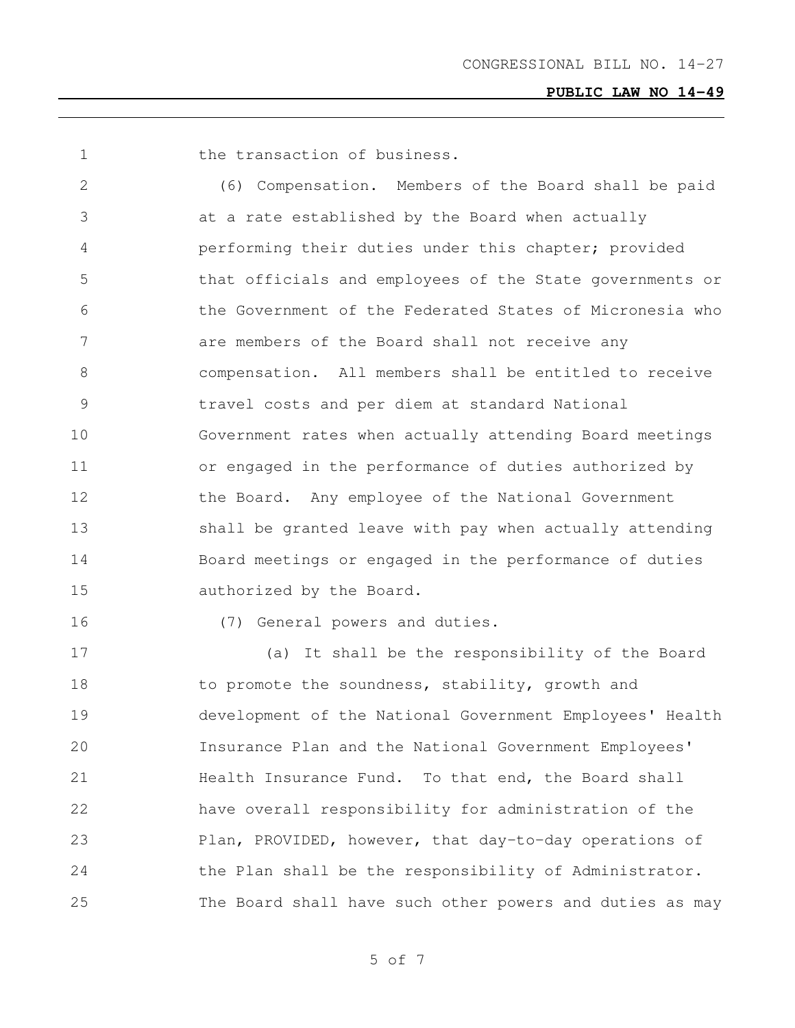the transaction of business.

(6) Compensation. Members of the Board shall be paid at a rate established by the Board when actually performing their duties under this chapter; provided that officials and employees of the State governments or the Government of the Federated States of Micronesia who are members of the Board shall not receive any compensation. All members shall be entitled to receive travel costs and per diem at standard National Government rates when actually attending Board meetings or engaged in the performance of duties authorized by the Board. Any employee of the National Government shall be granted leave with pay when actually attending Board meetings or engaged in the performance of duties authorized by the Board.

(7) General powers and duties.

(a) It shall be the responsibility of the Board to promote the soundness, stability, growth and development of the National Government Employees' Health Insurance Plan and the National Government Employees' Health Insurance Fund. To that end, the Board shall have overall responsibility for administration of the Plan, PROVIDED, however, that day-to-day operations of the Plan shall be the responsibility of Administrator. The Board shall have such other powers and duties as may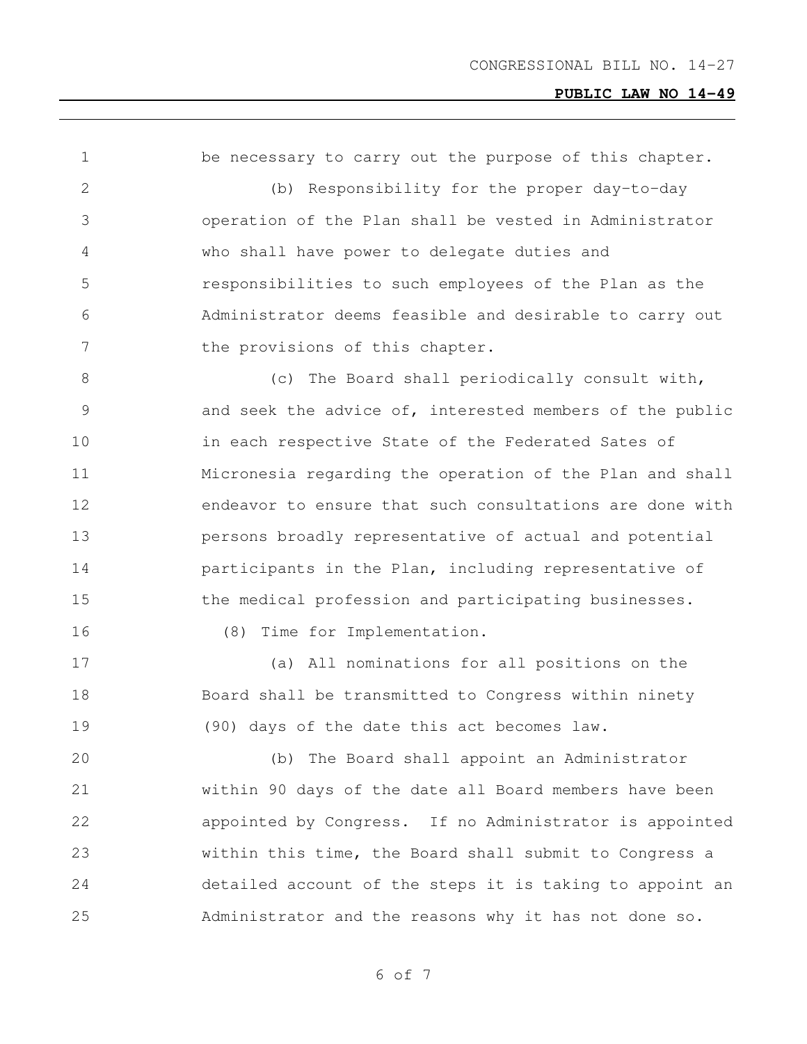be necessary to carry out the purpose of this chapter.

(b) Responsibility for the proper day-to-day operation of the Plan shall be vested in Administrator who shall have power to delegate duties and responsibilities to such employees of the Plan as the Administrator deems feasible and desirable to carry out the provisions of this chapter.

(c) The Board shall periodically consult with, and seek the advice of, interested members of the public in each respective State of the Federated Sates of Micronesia regarding the operation of the Plan and shall endeavor to ensure that such consultations are done with persons broadly representative of actual and potential participants in the Plan, including representative of the medical profession and participating businesses.

(8) Time for Implementation.

(a) All nominations for all positions on the Board shall be transmitted to Congress within ninety (90) days of the date this act becomes law.

(b) The Board shall appoint an Administrator within 90 days of the date all Board members have been appointed by Congress. If no Administrator is appointed within this time, the Board shall submit to Congress a detailed account of the steps it is taking to appoint an Administrator and the reasons why it has not done so.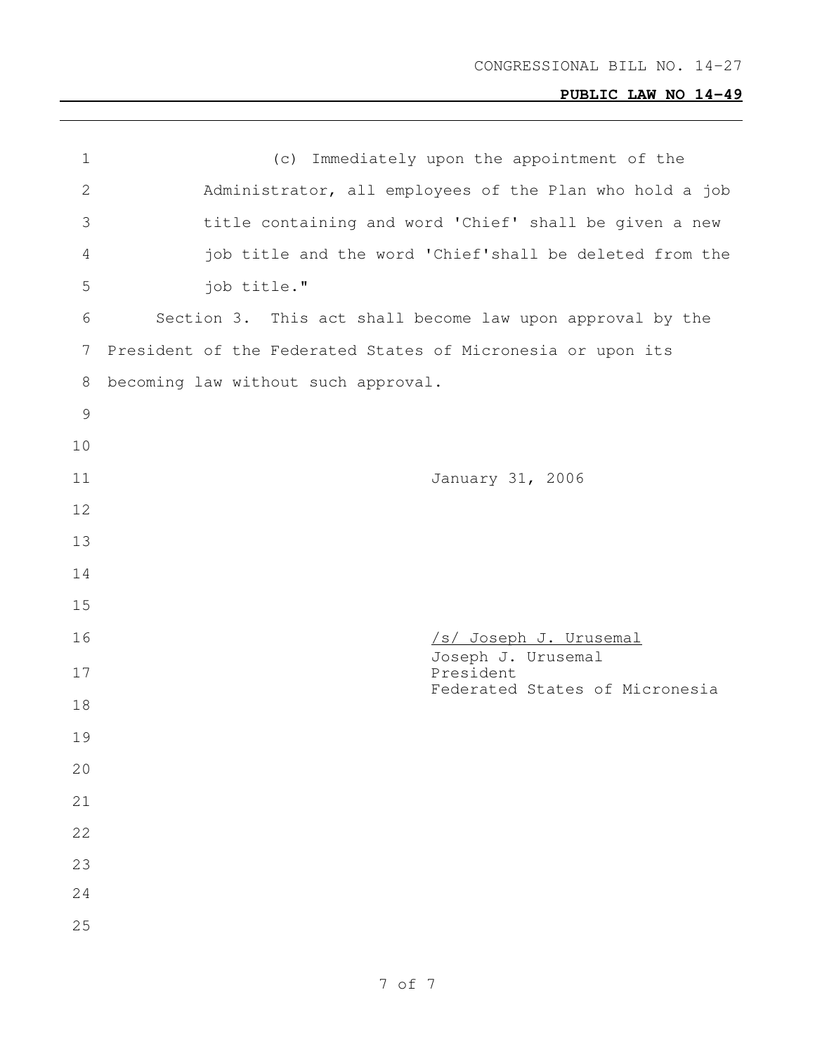(c) Immediately upon the appointment of the Administrator, all employees of the Plan who hold a job title containing and word 'Chief' shall be given a new job title and the word 'Chief'shall be deleted from the job title."

Section 3. This act shall become law upon approval by the President of the Federated States of Micronesia or upon its becoming law without such approval.

January 31, 2006

/s/ Joseph J. Urusemal
Joseph J. Urusemal
President
Federated States of Micronesia